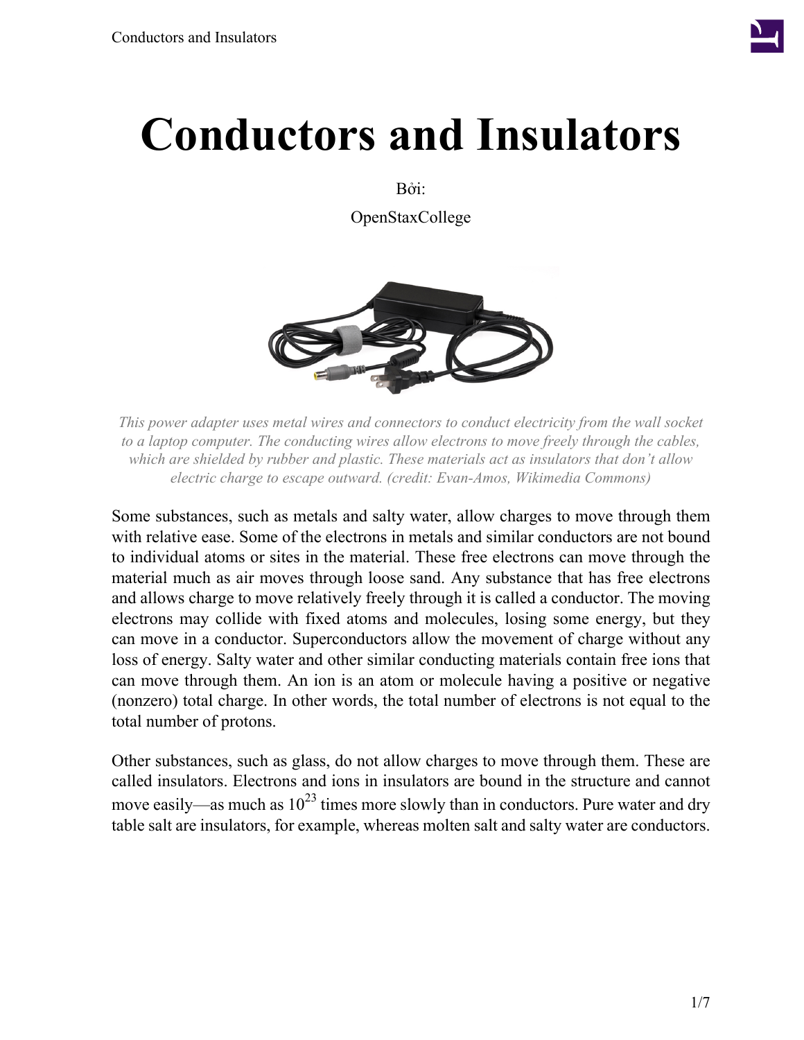# Conductors and Insulators

Bởi:

OpenStaxCollege

*This power adapter uses metal wires and connectors to conduct electricity from the wall socket to a laptop computer. The conducting wires allow electrons to move freely through the cables, which are shielded by rubber and plastic. These materials act as insulators that don't allow electric charge to escape outward. (credit: Evan-Amos, Wikimedia Commons)*

Some substances, such as metals and salty water, allow charges to move through them with relative ease. Some of the electrons in metals and similar conductors are not bound to individual atoms or sites in the material. These free electrons can move through the material much as air moves through loose sand. Any substance that has free electrons and allows charge to move relatively freely through it is called a conductor. The moving electrons may collide with fixed atoms and molecules, losing some energy, but they can move in a conductor. Superconductors allow the movement of charge without any loss of energy. Salty water and other similar conducting materials contain free ions that can move through them. An ion is an atom or molecule having a positive or negative (nonzero) total charge. In other words, the total number of electrons is not equal to the total number of protons.

Other substances, such as glass, do not allow charges to move through them. These are called insulators. Electrons and ions in insulators are bound in the structure and cannot move easily—as much as $10^{23}$ times more slowly than in conductors. Pure water and dry table salt are insulators, for example, whereas molten salt and salty water are conductors.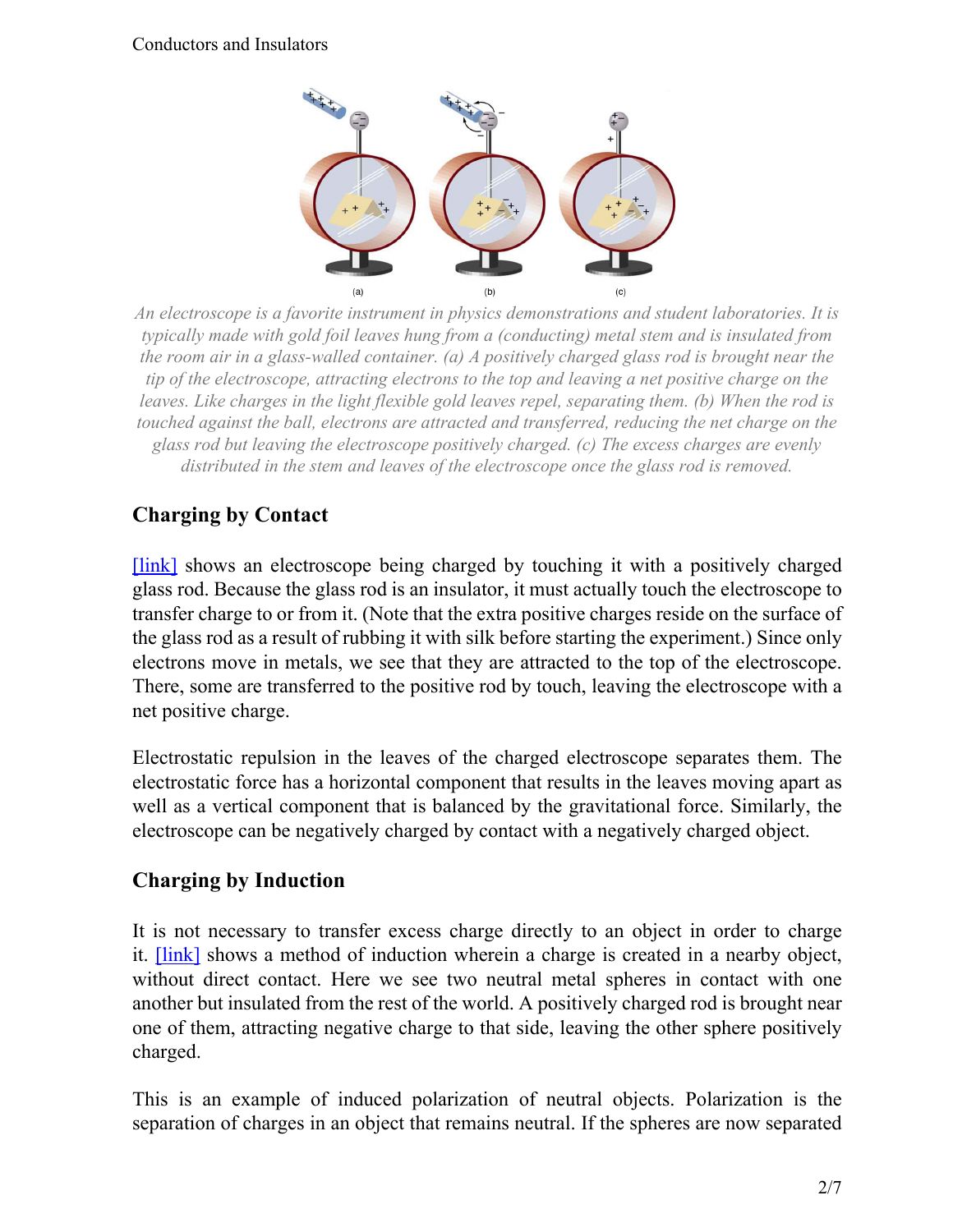(a) (b) (c)

*An electroscope is a favorite instrument in physics demonstrations and student laboratories. It is typically made with gold foil leaves hung from a (conducting) metal stem and is insulated from the room air in a glass-walled container. (a) A positively charged glass rod is brought near the tip of the electroscope, attracting electrons to the top and leaving a net positive charge on the leaves. Like charges in the light flexible gold leaves repel, separating them. (b) When the rod is touched against the ball, electrons are attracted and transferred, reducing the net charge on the glass rod but leaving the electroscope positively charged. (c) The excess charges are evenly distributed in the stem and leaves of the electroscope once the glass rod is removed.*

## Charging by Contact

[link] shows an electroscope being charged by touching it with a positively charged glass rod. Because the glass rod is an insulator, it must actually touch the electroscope to transfer charge to or from it. (Note that the extra positive charges reside on the surface of the glass rod as a result of rubbing it with silk before starting the experiment.) Since only electrons move in metals, we see that they are attracted to the top of the electroscope. There, some are transferred to the positive rod by touch, leaving the electroscope with a net positive charge.

Electrostatic repulsion in the leaves of the charged electroscope separates them. The electrostatic force has a horizontal component that results in the leaves moving apart as well as a vertical component that is balanced by the gravitational force. Similarly, the electroscope can be negatively charged by contact with a negatively charged object.

## Charging by Induction

It is not necessary to transfer excess charge directly to an object in order to charge it. [link] shows a method of induction wherein a charge is created in a nearby object, without direct contact. Here we see two neutral metal spheres in contact with one another but insulated from the rest of the world. A positively charged rod is brought near one of them, attracting negative charge to that side, leaving the other sphere positively charged.

This is an example of induced polarization of neutral objects. Polarization is the separation of charges in an object that remains neutral. If the spheres are now separated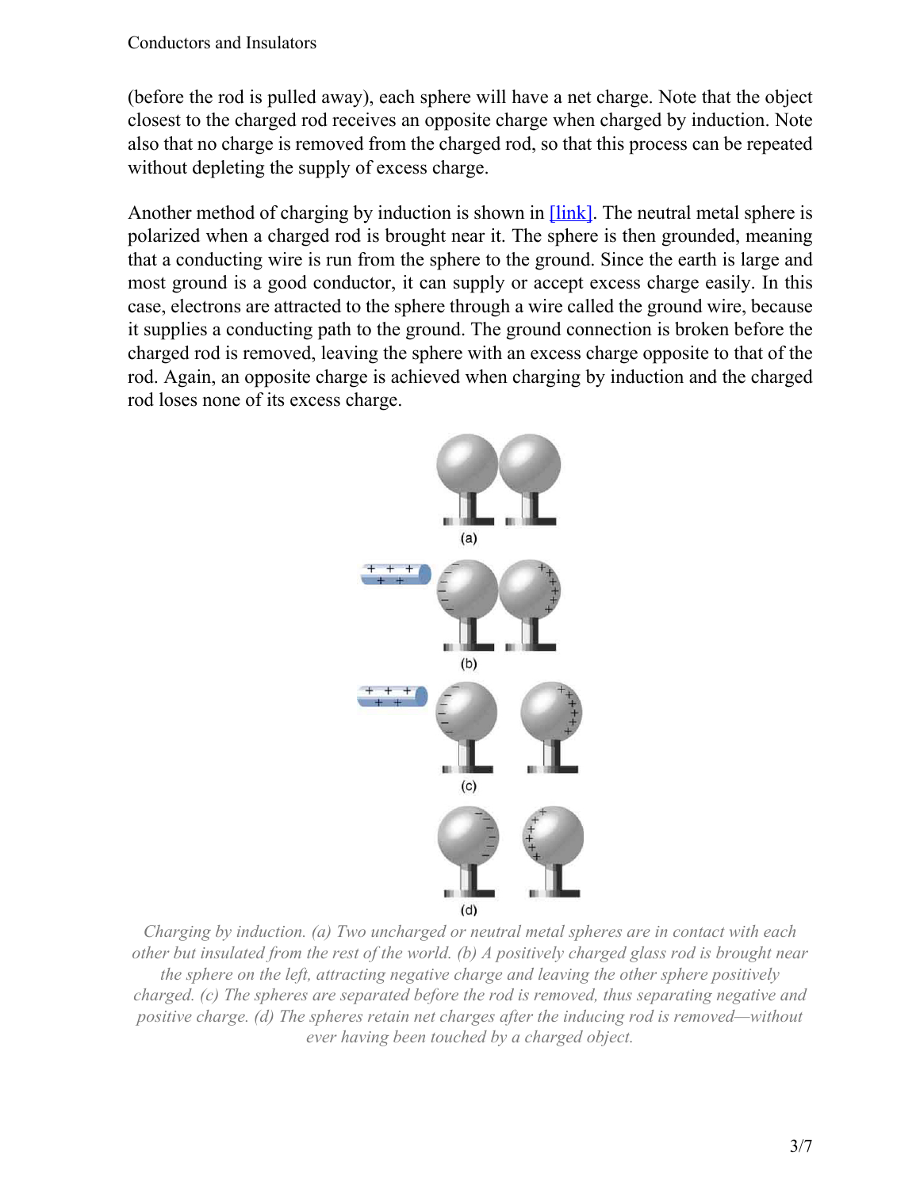(before the rod is pulled away), each sphere will have a net charge. Note that the object closest to the charged rod receives an opposite charge when charged by induction. Note also that no charge is removed from the charged rod, so that this process can be repeated without depleting the supply of excess charge.

Another method of charging by induction is shown in [link]. The neutral metal sphere is polarized when a charged rod is brought near it. The sphere is then grounded, meaning that a conducting wire is run from the sphere to the ground. Since the earth is large and most ground is a good conductor, it can supply or accept excess charge easily. In this case, electrons are attracted to the sphere through a wire called the ground wire, because it supplies a conducting path to the ground. The ground connection is broken before the charged rod is removed, leaving the sphere with an excess charge opposite to that of the rod. Again, an opposite charge is achieved when charging by induction and the charged rod loses none of its excess charge.

*Charging by induction. (a) Two uncharged or neutral metal spheres are in contact with each other but insulated from the rest of the world. (b) A positively charged glass rod is brought near the sphere on the left, attracting negative charge and leaving the other sphere positively charged. (c) The spheres are separated before the rod is removed, thus separating negative and positive charge. (d) The spheres retain net charges after the inducing rod is removed—without ever having been touched by a charged object.*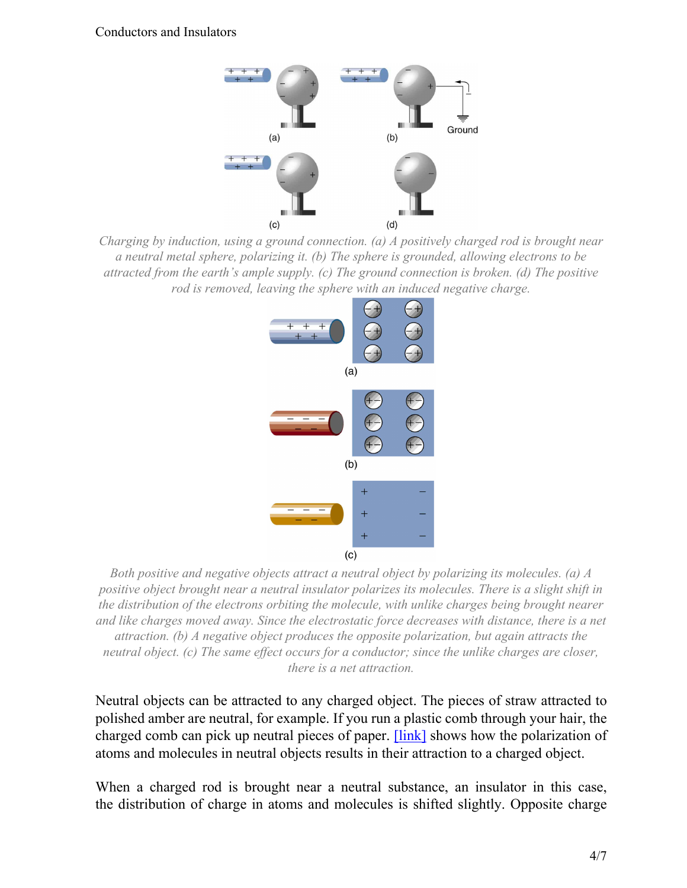*Charging by induction, using a ground connection. (a) A positively charged rod is brought near a neutral metal sphere, polarizing it. (b) The sphere is grounded, allowing electrons to be attracted from the earth's ample supply. (c) The ground connection is broken. (d) The positive rod is removed, leaving the sphere with an induced negative charge.*

*Both positive and negative objects attract a neutral object by polarizing its molecules. (a) A positive object brought near a neutral insulator polarizes its molecules. There is a slight shift in the distribution of the electrons orbiting the molecule, with unlike charges being brought nearer and like charges moved away. Since the electrostatic force decreases with distance, there is a net attraction. (b) A negative object produces the opposite polarization, but again attracts the neutral object. (c) The same effect occurs for a conductor; since the unlike charges are closer, there is a net attraction.*

Neutral objects can be attracted to any charged object. The pieces of straw attracted to polished amber are neutral, for example. If you run a plastic comb through your hair, the charged comb can pick up neutral pieces of paper. [link] shows how the polarization of atoms and molecules in neutral objects results in their attraction to a charged object.

When a charged rod is brought near a neutral substance, an insulator in this case, the distribution of charge in atoms and molecules is shifted slightly. Opposite charge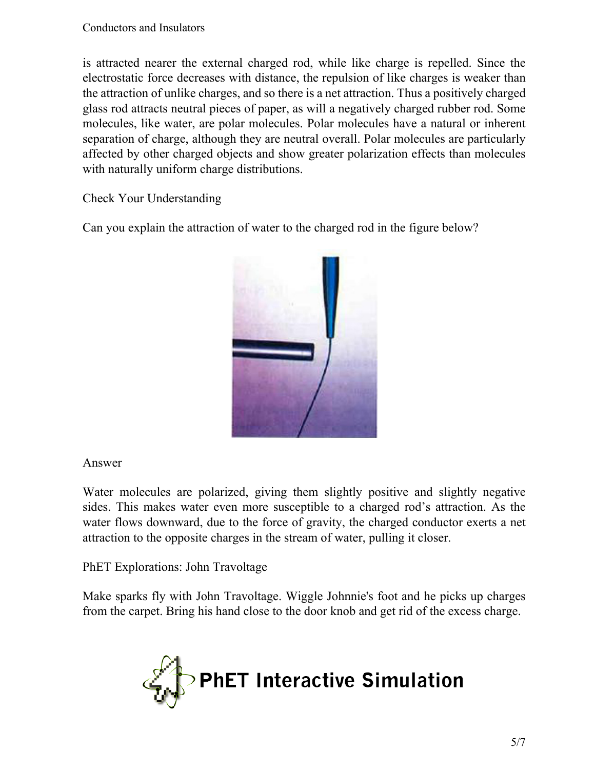is attracted nearer the external charged rod, while like charge is repelled. Since the electrostatic force decreases with distance, the repulsion of like charges is weaker than the attraction of unlike charges, and so there is a net attraction. Thus a positively charged glass rod attracts neutral pieces of paper, as will a negatively charged rubber rod. Some molecules, like water, are polar molecules. Polar molecules have a natural or inherent separation of charge, although they are neutral overall. Polar molecules are particularly affected by other charged objects and show greater polarization effects than molecules with naturally uniform charge distributions.

Check Your Understanding

Can you explain the attraction of water to the charged rod in the figure below?

Answer

Water molecules are polarized, giving them slightly positive and slightly negative sides. This makes water even more susceptible to a charged rod's attraction. As the water flows downward, due to the force of gravity, the charged conductor exerts a net attraction to the opposite charges in the stream of water, pulling it closer.

PhET Explorations: John Travoltage

Make sparks fly with John Travoltage. Wiggle Johnnie's foot and he picks up charges from the carpet. Bring his hand close to the door knob and get rid of the excess charge.

PhET Interactive Simulation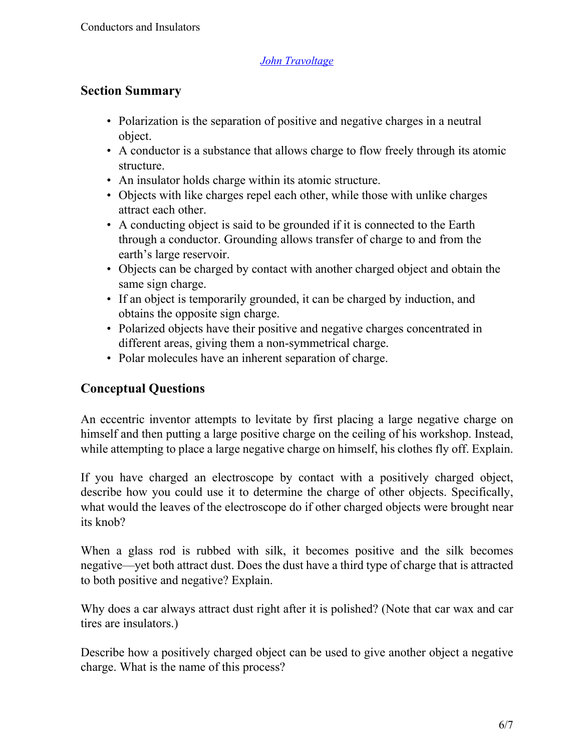[John Travoltage](#)

## Section Summary

- Polarization is the separation of positive and negative charges in a neutral object.
- A conductor is a substance that allows charge to flow freely through its atomic structure.
- An insulator holds charge within its atomic structure.
- Objects with like charges repel each other, while those with unlike charges attract each other.
- A conducting object is said to be grounded if it is connected to the Earth through a conductor. Grounding allows transfer of charge to and from the earth's large reservoir.
- Objects can be charged by contact with another charged object and obtain the same sign charge.
- If an object is temporarily grounded, it can be charged by induction, and obtains the opposite sign charge.
- Polarized objects have their positive and negative charges concentrated in different areas, giving them a non-symmetrical charge.
- Polar molecules have an inherent separation of charge.

## Conceptual Questions

An eccentric inventor attempts to levitate by first placing a large negative charge on himself and then putting a large positive charge on the ceiling of his workshop. Instead, while attempting to place a large negative charge on himself, his clothes fly off. Explain.

If you have charged an electroscope by contact with a positively charged object, describe how you could use it to determine the charge of other objects. Specifically, what would the leaves of the electroscope do if other charged objects were brought near its knob?

When a glass rod is rubbed with silk, it becomes positive and the silk becomes negative—yet both attract dust. Does the dust have a third type of charge that is attracted to both positive and negative? Explain.

Why does a car always attract dust right after it is polished? (Note that car wax and car tires are insulators.)

Describe how a positively charged object can be used to give another object a negative charge. What is the name of this process?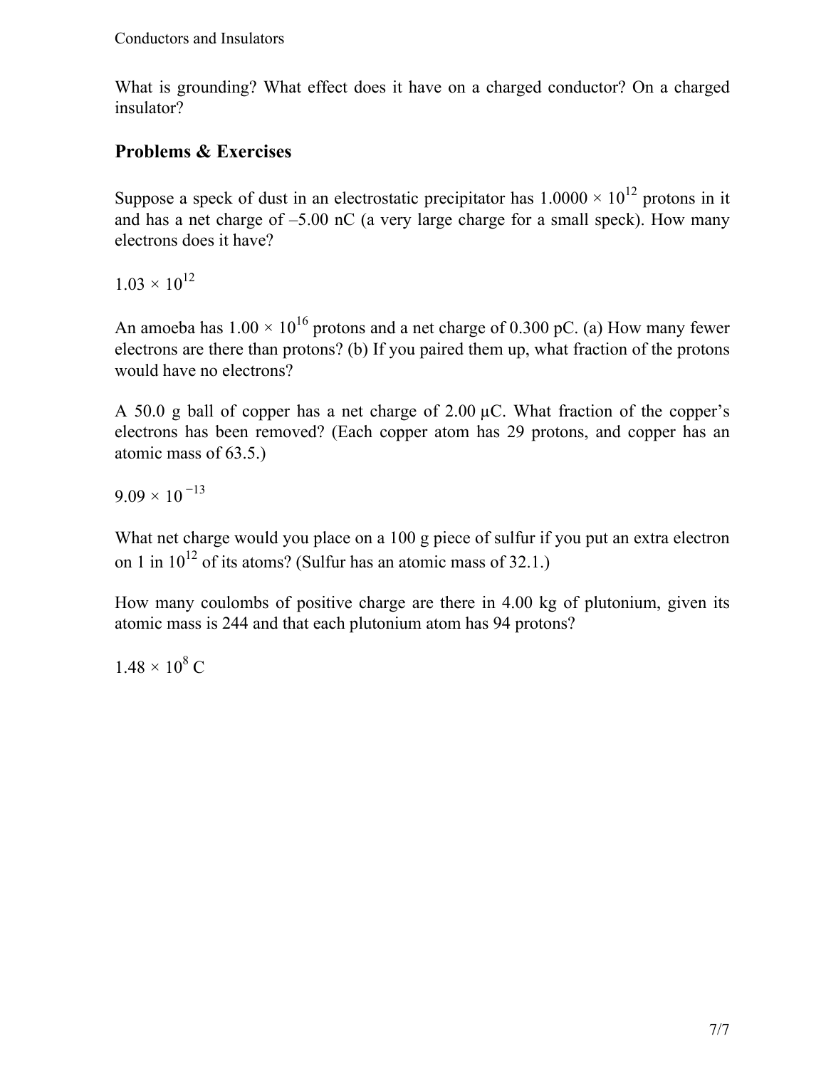What is grounding? What effect does it have on a charged conductor? On a charged insulator?

## Problems & Exercises

Suppose a speck of dust in an electrostatic precipitator has $1.0000 \times 10^{12}$ protons in it and has a net charge of –5.00 nC (a very large charge for a small speck). How many electrons does it have?

$1.03 \times 10^{12}$

An amoeba has $1.00 \times 10^{16}$ protons and a net charge of 0.300 pC. (a) How many fewer electrons are there than protons? (b) If you paired them up, what fraction of the protons would have no electrons?

A 50.0 g ball of copper has a net charge of 2.00 μC. What fraction of the copper's electrons has been removed? (Each copper atom has 29 protons, and copper has an atomic mass of 63.5.)

$9.09 \times 10^{-13}$

What net charge would you place on a 100 g piece of sulfur if you put an extra electron on 1 in $10^{12}$ of its atoms? (Sulfur has an atomic mass of 32.1.)

How many coulombs of positive charge are there in 4.00 kg of plutonium, given its atomic mass is 244 and that each plutonium atom has 94 protons?

$1.48 \times 10^{8}$ C